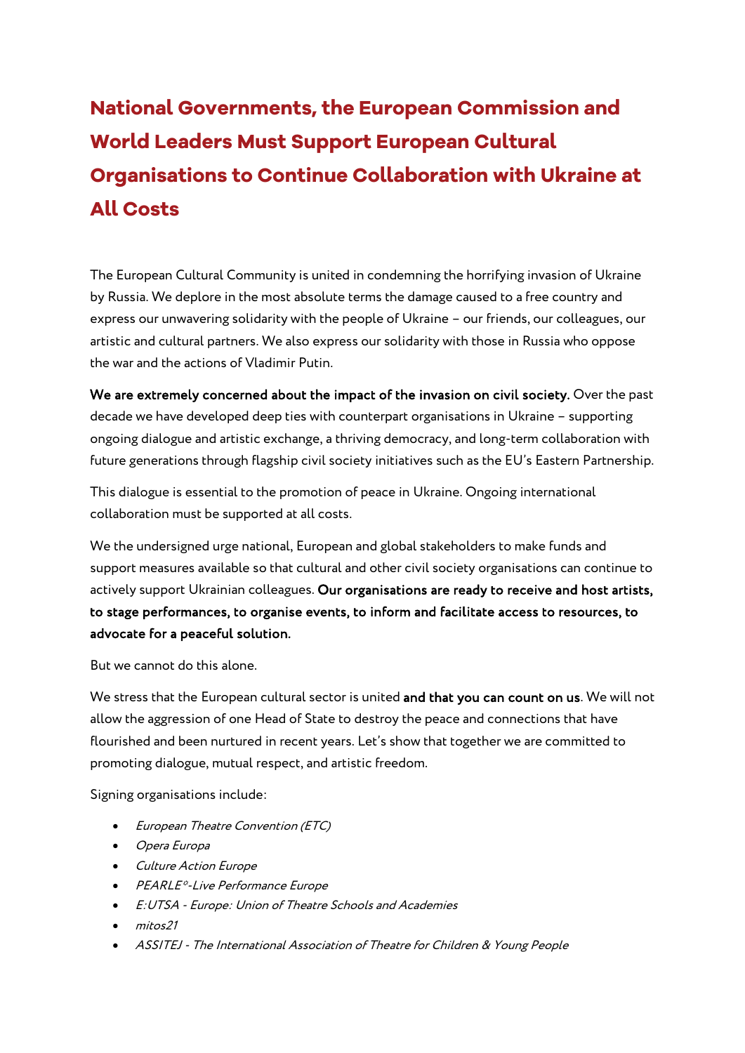# National Governments, the European Commission and World Leaders Must Support European Cultural Organisations to Continue Collaboration with Ukraine at All Costs

The European Cultural Community is united in condemning the horrifying invasion of Ukraine by Russia. We deplore in the most absolute terms the damage caused to a free country and express our unwavering solidarity with the people of Ukraine – our friends, our colleagues, our artistic and cultural partners. We also express our solidarity with those in Russia who oppose the war and the actions of Vladimir Putin.

**We are extremely concerned about the impact of the invasion on civil society.** Over the past decade we have developed deep ties with counterpart organisations in Ukraine – supporting ongoing dialogue and artistic exchange, a thriving democracy, and long-term collaboration with future generations through flagship civil society initiatives such as the EU's Eastern Partnership.

This dialogue is essential to the promotion of peace in Ukraine. Ongoing international collaboration must be supported at all costs.

We the undersigned urge national, European and global stakeholders to make funds and support measures available so that cultural and other civil society organisations can continue to actively support Ukrainian colleagues. **Our organisations are ready to receive and host artists, to stage performances, to organise events, to inform and facilitate access to resources, to advocate for a peaceful solution.**

But we cannot do this alone.

We stress that the European cultural sector is united **and that you can count on us**. We will not allow the aggression of one Head of State to destroy the peace and connections that have flourished and been nurtured in recent years. Let's show that together we are committed to promoting dialogue, mutual respect, and artistic freedom.

Signing organisations include:

- *European Theatre Convention (ETC)*
- *Opera Europa*
- *Culture Action Europe*
- *PEARLE\*-Live Performance Europe*
- *E:UTSA - Europe: Union of Theatre Schools and Academies*
- *mitos21*
- *ASSITEJ - The International Association of Theatre for Children & Young People*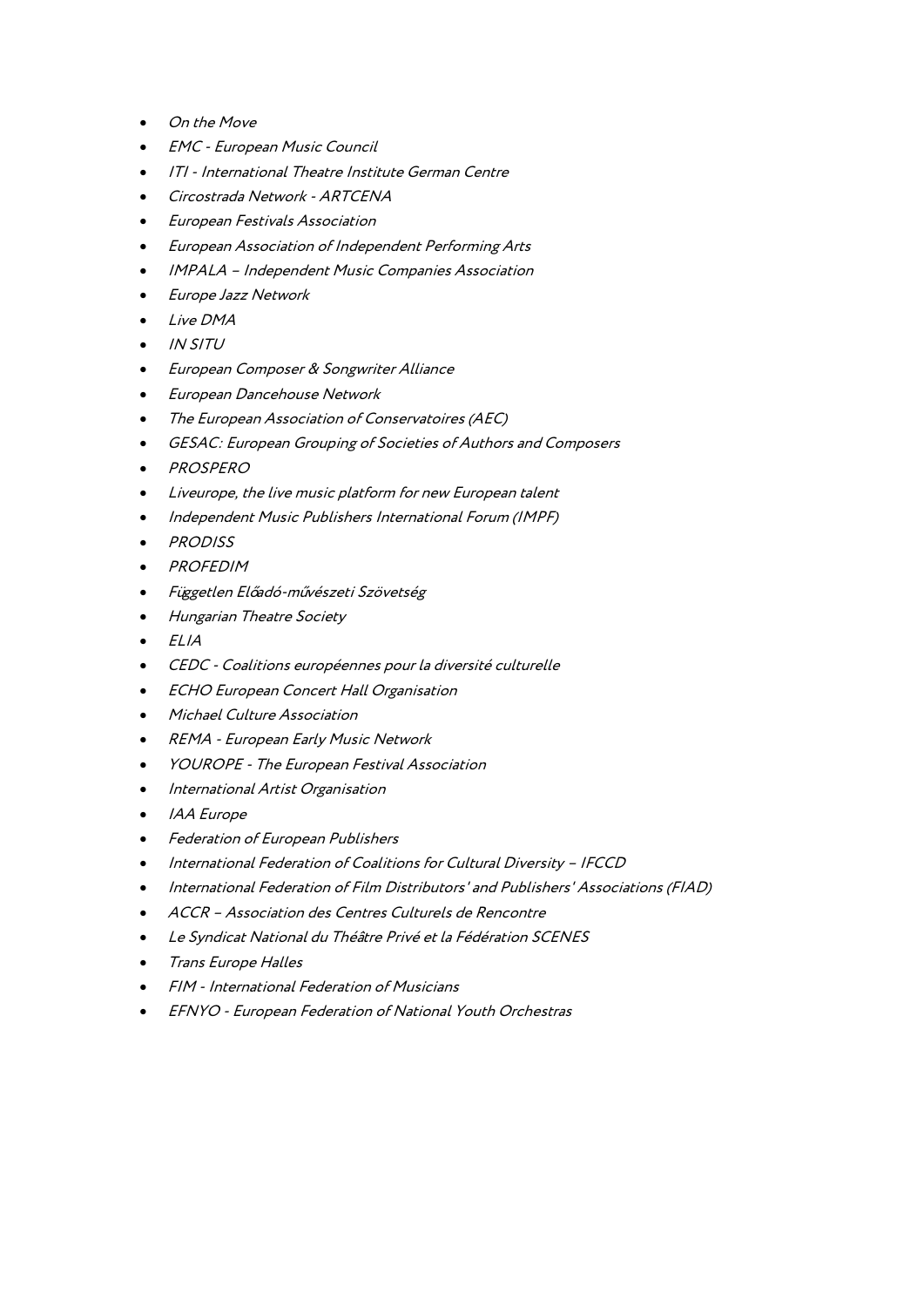- *On the Move*
- *EMC - European Music Council*
- *ITI - International Theatre Institute German Centre*
- *Circostrada Network - ARTCENA*
- *European Festivals Association*
- *European Association of Independent Performing Arts*
- *IMPALA – Independent Music Companies Association*
- *Europe Jazz Network*
- *Live DMA*
- *IN SITU*
- *European Composer & Songwriter Alliance*
- *European Dancehouse Network*
- *The European Association of Conservatoires (AEC)*
- *GESAC: European Grouping of Societies of Authors and Composers*
- *PROSPERO*
- *Liveurope, the live music platform for new European talent*
- *Independent Music Publishers International Forum (IMPF)*
- *PRODISS*
- *PROFEDIM*
- *Független Előadó-művészeti Szövetség*
- *Hungarian Theatre Society*
- *ELIA*
- *CEDC - Coalitions européennes pour la diversité culturelle*
- *ECHO European Concert Hall Organisation*
- *Michael Culture Association*
- *REMA - European Early Music Network*
- *YOUROPE - The European Festival Association*
- *International Artist Organisation*
- *IAA Europe*
- *Federation of European Publishers*
- *International Federation of Coalitions for Cultural Diversity – IFCCD*
- *International Federation of Film Distributors' and Publishers' Associations (FIAD)*
- *ACCR – Association des Centres Culturels de Rencontre*
- *Le Syndicat National du Théâtre Privé et la Fédération SCENES*
- *Trans Europe Halles*
- *FIM - International Federation of Musicians*
- *EFNYO - European Federation of National Youth Orchestras*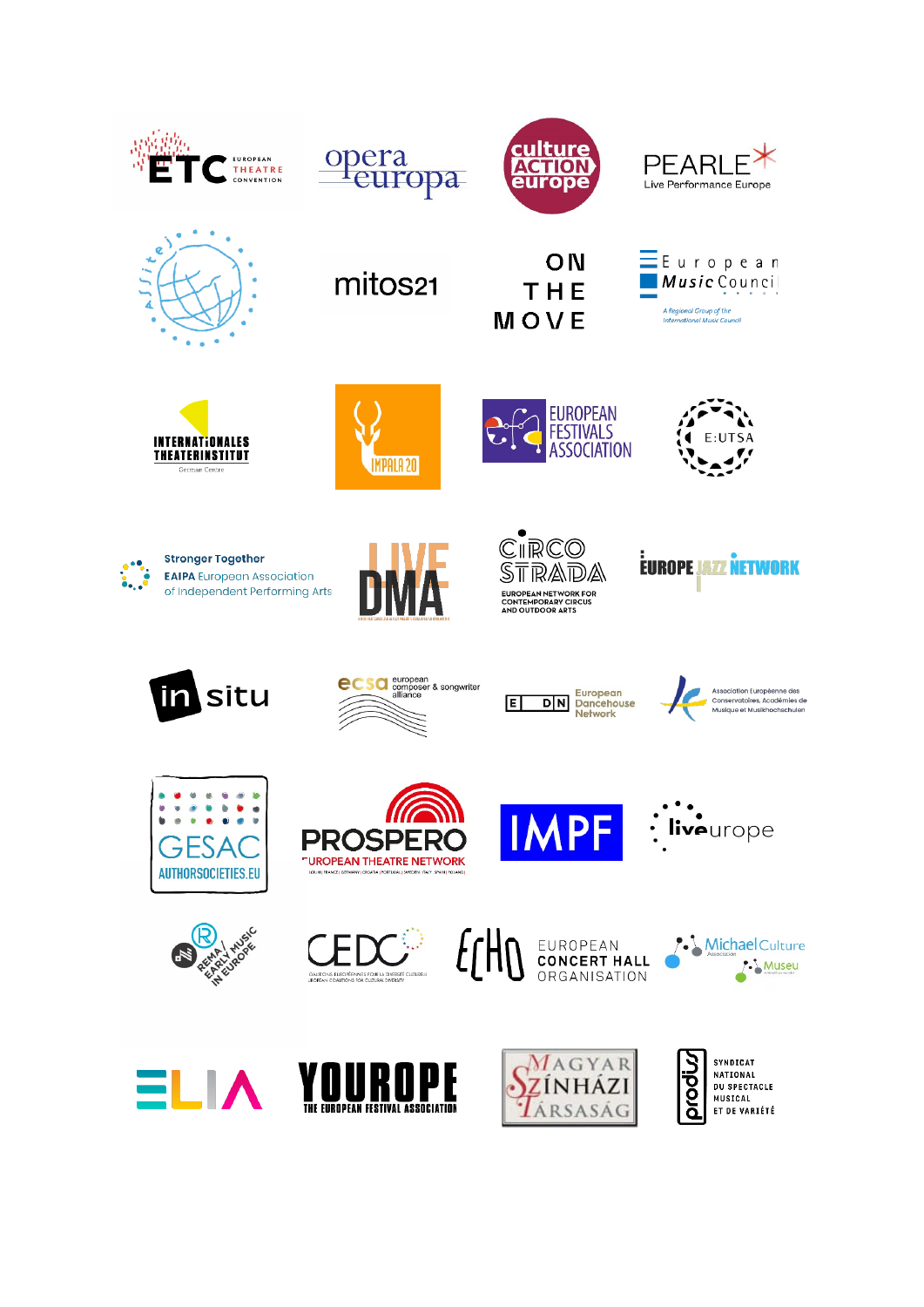ETC EUROPEAN THEATRE CONVENTION

opera europa

culture ACTION europe

PEARLE Live Performance Europe

Assitej

mitos21

ON THE MOVE

European Music Council

A Regional Group of the International Music Council

INTERNATIONALES THEATERINSTITUT

German Centre

IMPALA 20

EUROPEAN FESTIVALS ASSOCIATION

E:UTSA

Stronger Together

EAIPA European Association of Independent Performing Arts

LIVE DMA

CIRCOSTRADA

EUROPEAN NETWORK FOR CONTEMPORARY CIRCUS AND OUTDOOR ARTS

EUROPE JAZZ NETWORK

in situ

ecsa european composer & songwriter alliance

E D N European Dancehouse Network

Association Européenne des Conservatoires, Académies de Musique et Musikhochschulen

GESAC

AUTHORSOCIETIES.EU

PROSPERO

EUROPEAN THEATRE NETWORK

IMPF

liveurope

REMA EARLY MUSIC IN EUROPE

CEDC

COALITIONS EUROPÉENNES POUR LA DIVERSITÉ CULTURELLE

EUROPEAN COALITIONS FOR CULTURAL DIVERSITY

ECHO EUROPEAN CONCERT HALL ORGANISATION

MichaelCulture Association

Museu

ELIA

YOUROPE

THE EUROPEAN FESTIVAL ASSOCIATION

MAGYAR SZÍNHÁZI TÁRSASÁG

prodiss

SYNDICAT NATIONAL DU SPECTACLE MUSICAL ET DE VARIÉTÉ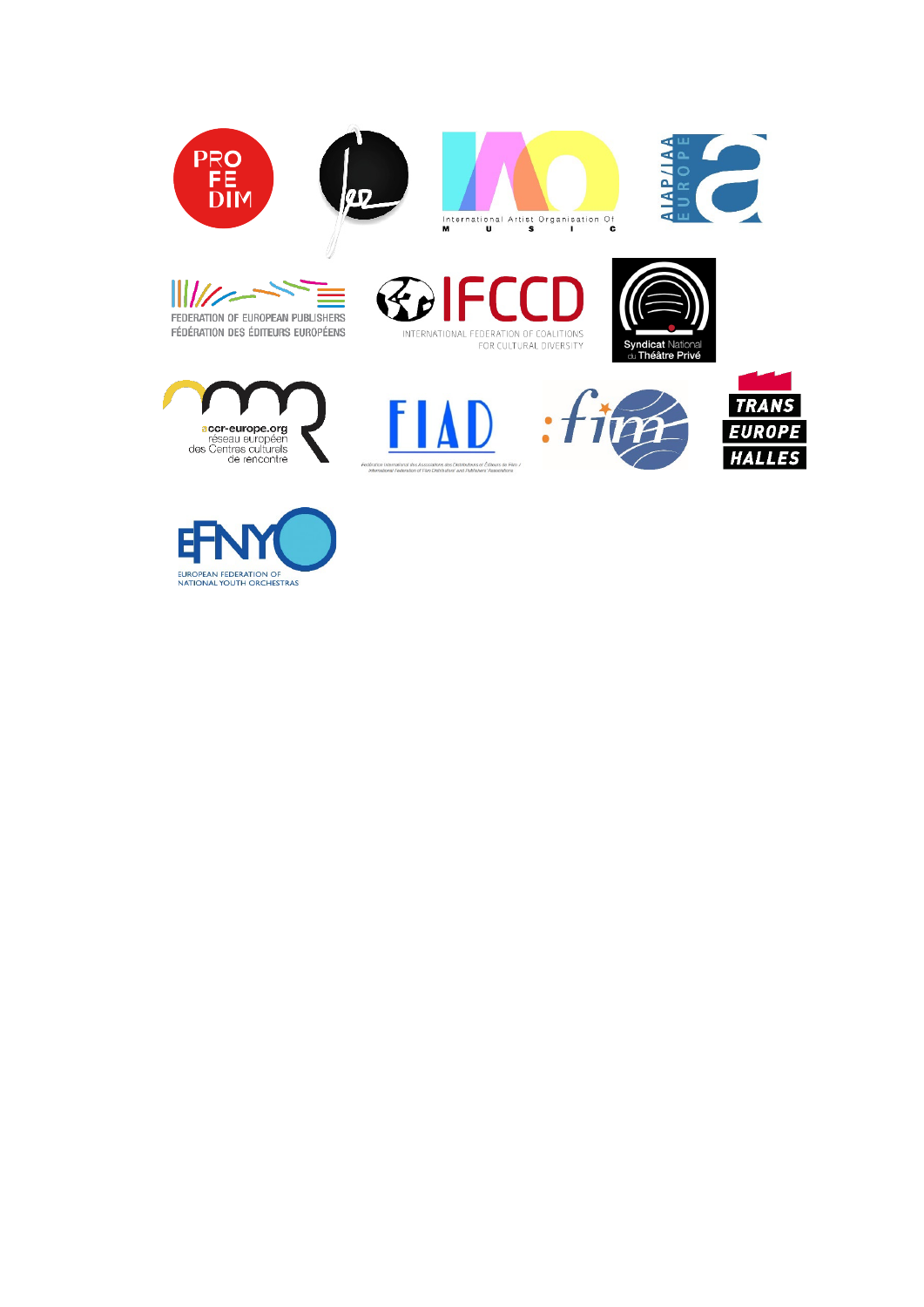PRO
FE
DIM

International Artist Organisation Of
M U S I C

AIAP/IAA
EUROPE

FEDERATION OF EUROPEAN PUBLISHERS
FÉDÉRATION DES ÉDITEURS EUROPÉENS

IFCCD
INTERNATIONAL FEDERATION OF COALITIONS
FOR CULTURAL DIVERSITY

Syndicat National
du Théâtre Privé

accr-europe.org
réseau européen
des Centres culturels
de rencontre

FIAD
Fédération Internationale des Associations des Distributeurs et Éditeurs de Films /
International Federation of Film Distributor and Publishers Associations

:fim

TRANS
EUROPE
HALLES

EFNYO
EUROPEAN FEDERATION OF
NATIONAL YOUTH ORCHESTRAS